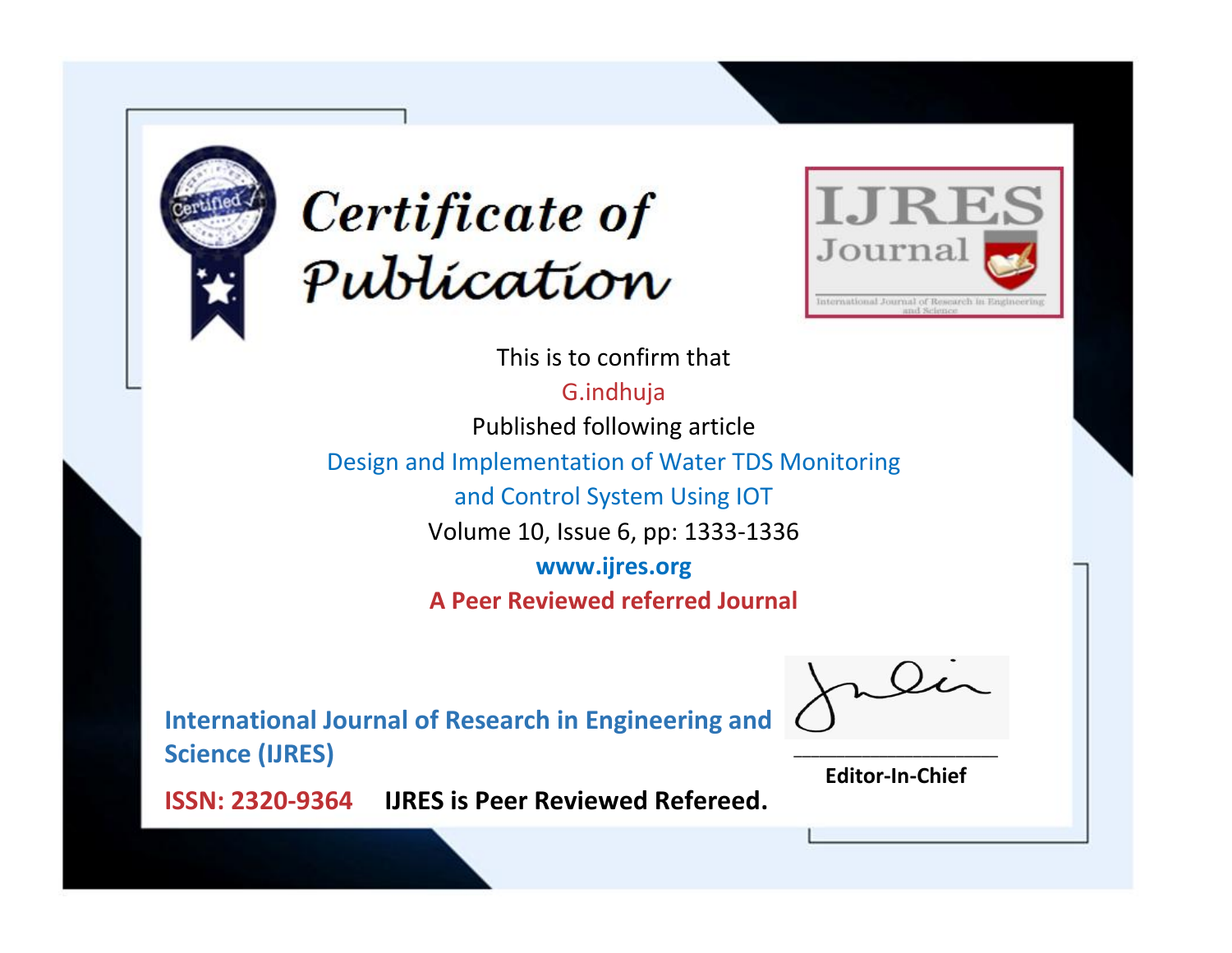# Certificate of Publication

IJRES Journal

International Journal of Research in Engineering and Science

This is to confirm that

G.indhuja

Published following article

Design and Implementation of Water TDS Monitoring and Control System Using IOT

Volume 10, Issue 6, pp: 1333-1336

**www.ijres.org**

**A Peer Reviewed referred Journal**

**International Journal of Research in Engineering and Science (IJRES)**

**ISSN: 2320-9364** **IJRES is Peer Reviewed Refereed.**

**Editor-In-Chief**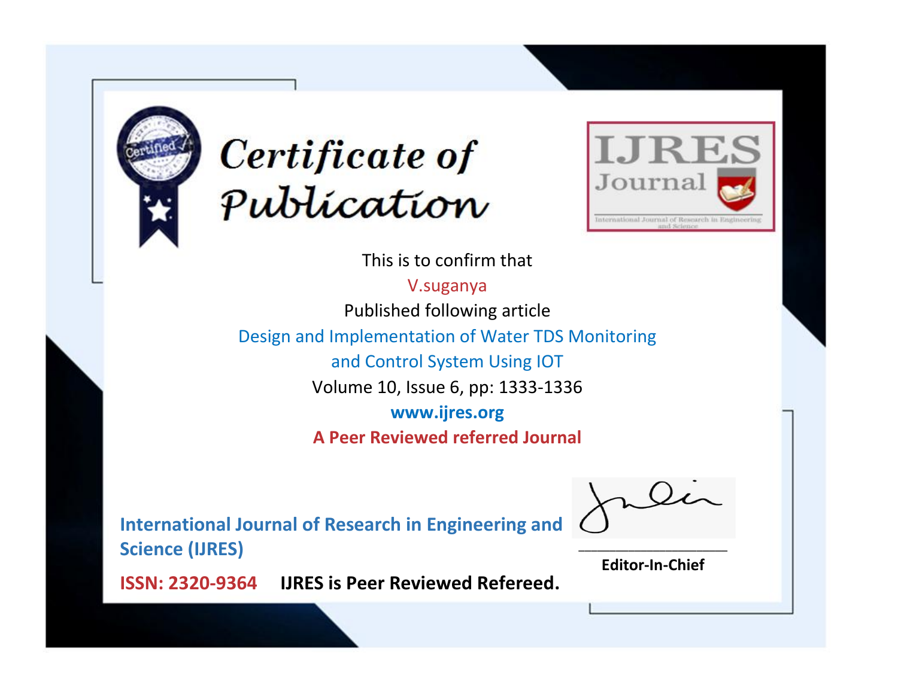# Certificate of Publication

**IJRES Journal**

International Journal of Research in Engineering and Science

This is to confirm that

V.suganya

Published following article

Design and Implementation of Water TDS Monitoring and Control System Using IOT

Volume 10, Issue 6, pp: 1333-1336

**www.ijres.org**

**A Peer Reviewed referred Journal**

**International Journal of Research in Engineering and Science (IJRES)**

**ISSN: 2320-9364** **IJRES is Peer Reviewed Refereed.**

**Editor-In-Chief**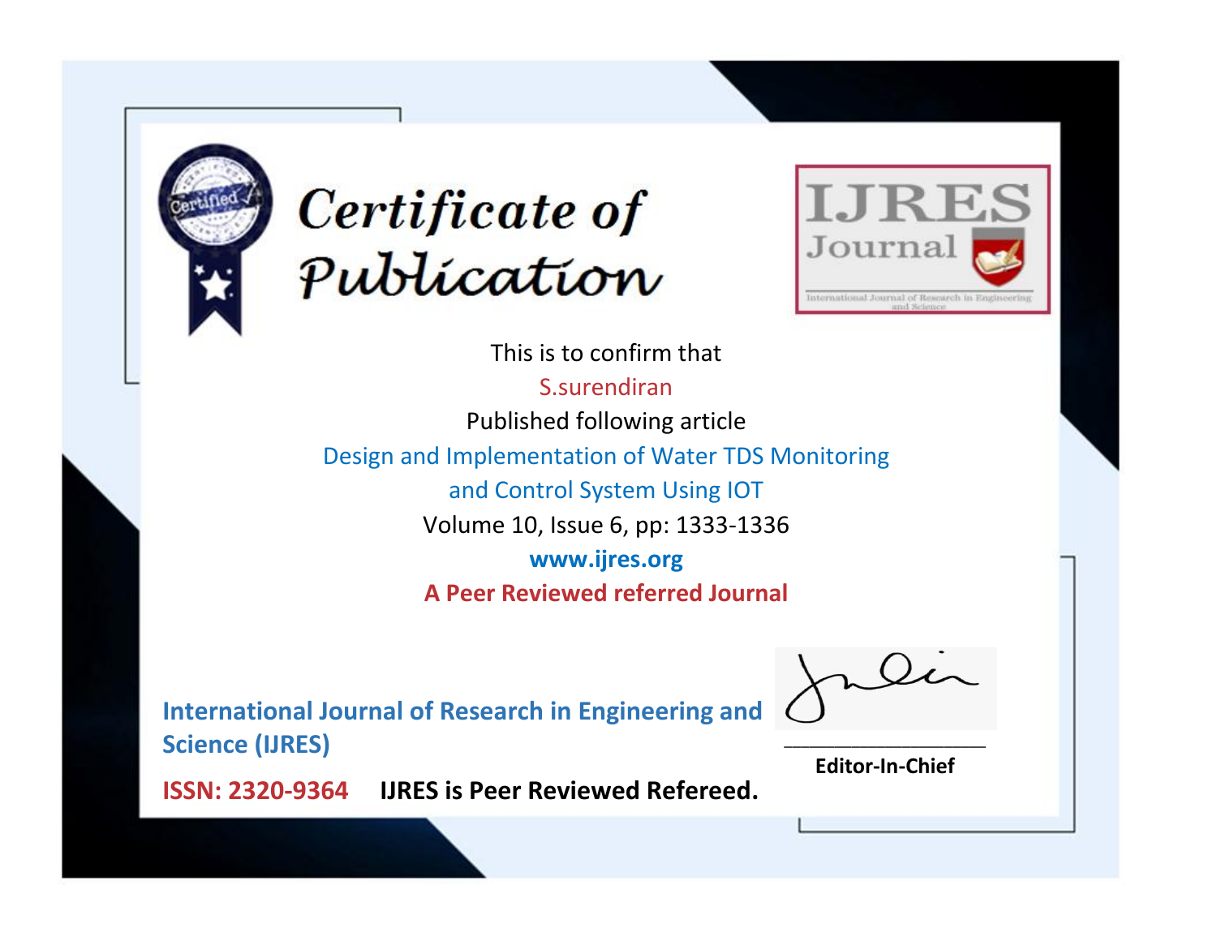# Certificate of Publication

IJRES Journal

International Journal of Research in Engineering and Science

This is to confirm that

S.surendiran

Published following article

Design and Implementation of Water TDS Monitoring and Control System Using IOT

Volume 10, Issue 6, pp: 1333-1336

**www.ijres.org**

**A Peer Reviewed referred Journal**

**International Journal of Research in Engineering and Science (IJRES)**

**ISSN: 2320-9364** **IJRES is Peer Reviewed Refereed.**

**Editor-In-Chief**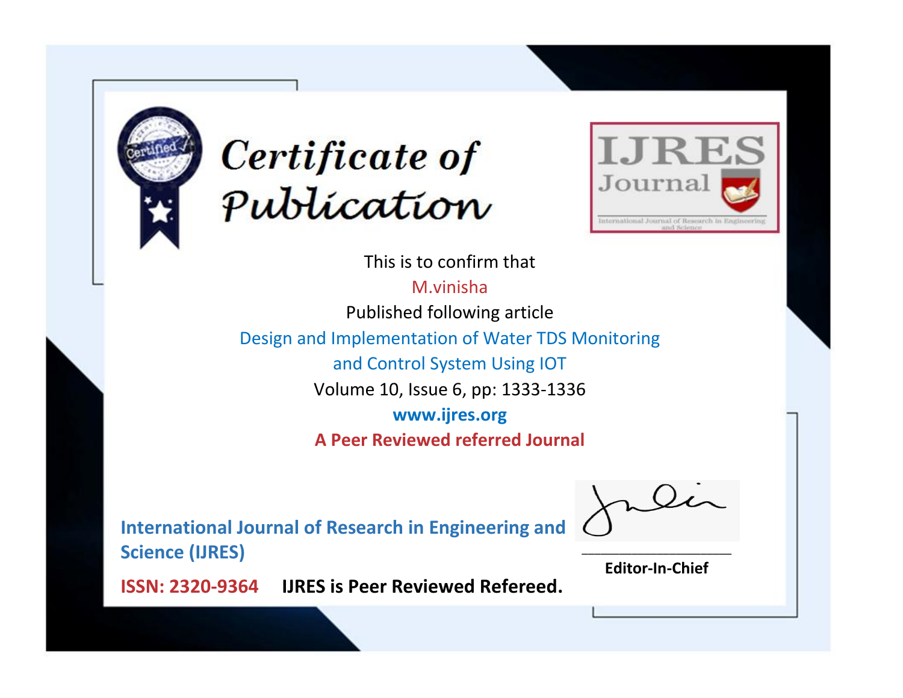# Certificate of Publication

IJRES Journal

International Journal of Research in Engineering and Science

This is to confirm that

M.vinisha

Published following article

Design and Implementation of Water TDS Monitoring and Control System Using IOT

Volume 10, Issue 6, pp: 1333-1336

**www.ijres.org**

**A Peer Reviewed referred Journal**

**International Journal of Research in Engineering and Science (IJRES)**

**ISSN: 2320-9364** **IJRES is Peer Reviewed Refereed.**

**Editor-In-Chief**